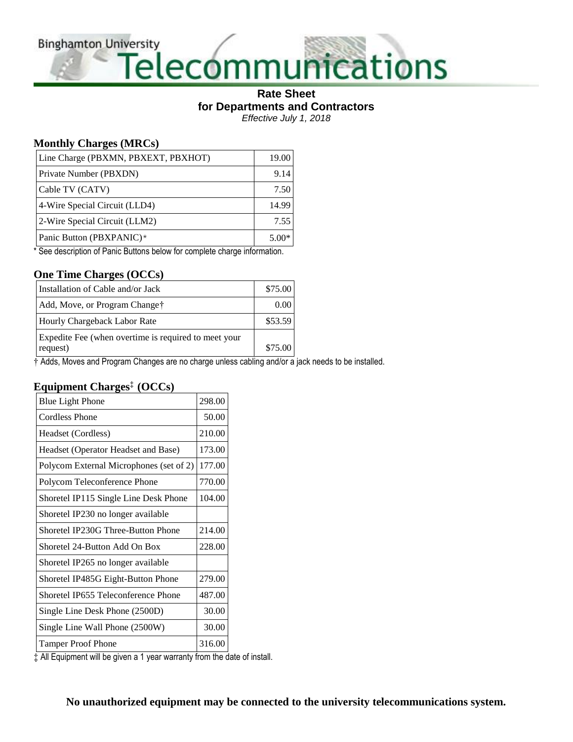# Binghamton University Telecommunications

## Rate Sheet
## for Departments and Contractors

*Effective July 1, 2018*

### Monthly Charges (MRCs)

| Item | Charge |
|---|---|
| Line Charge (PBXMN, PBXEXT, PBXHOT) | 19.00 |
| Private Number (PBXDN) | 9.14 |
| Cable TV (CATV) | 7.50 |
| 4-Wire Special Circuit (LLD4) | 14.99 |
| 2-Wire Special Circuit (LLM2) | 7.55 |
| Panic Button (PBXPANIC)* | 5.00* |

* See description of Panic Buttons below for complete charge information.

### One Time Charges (OCCs)

| Item | Charge |
|---|---|
| Installation of Cable and/or Jack | $75.00 |
| Add, Move, or Program Change† | 0.00 |
| Hourly Chargeback Labor Rate | $53.59 |
| Expedite Fee (when overtime is required to meet your request) | $75.00 |

† Adds, Moves and Program Changes are no charge unless cabling and/or a jack needs to be installed.

### Equipment Charges‡ (OCCs)

| Item | Charge |
|---|---|
| Blue Light Phone | 298.00 |
| Cordless Phone | 50.00 |
| Headset (Cordless) | 210.00 |
| Headset (Operator Headset and Base) | 173.00 |
| Polycom External Microphones (set of 2) | 177.00 |
| Polycom Teleconference Phone | 770.00 |
| Shoretel IP115 Single Line Desk Phone | 104.00 |
| Shoretel IP230 no longer available | |
| Shoretel IP230G Three-Button Phone | 214.00 |
| Shoretel 24-Button Add On Box | 228.00 |
| Shoretel IP265 no longer available | |
| Shoretel IP485G Eight-Button Phone | 279.00 |
| Shoretel IP655 Teleconference Phone | 487.00 |
| Single Line Desk Phone (2500D) | 30.00 |
| Single Line Wall Phone (2500W) | 30.00 |
| Tamper Proof Phone | 316.00 |

‡ All Equipment will be given a 1 year warranty from the date of install.

**No unauthorized equipment may be connected to the university telecommunications system.**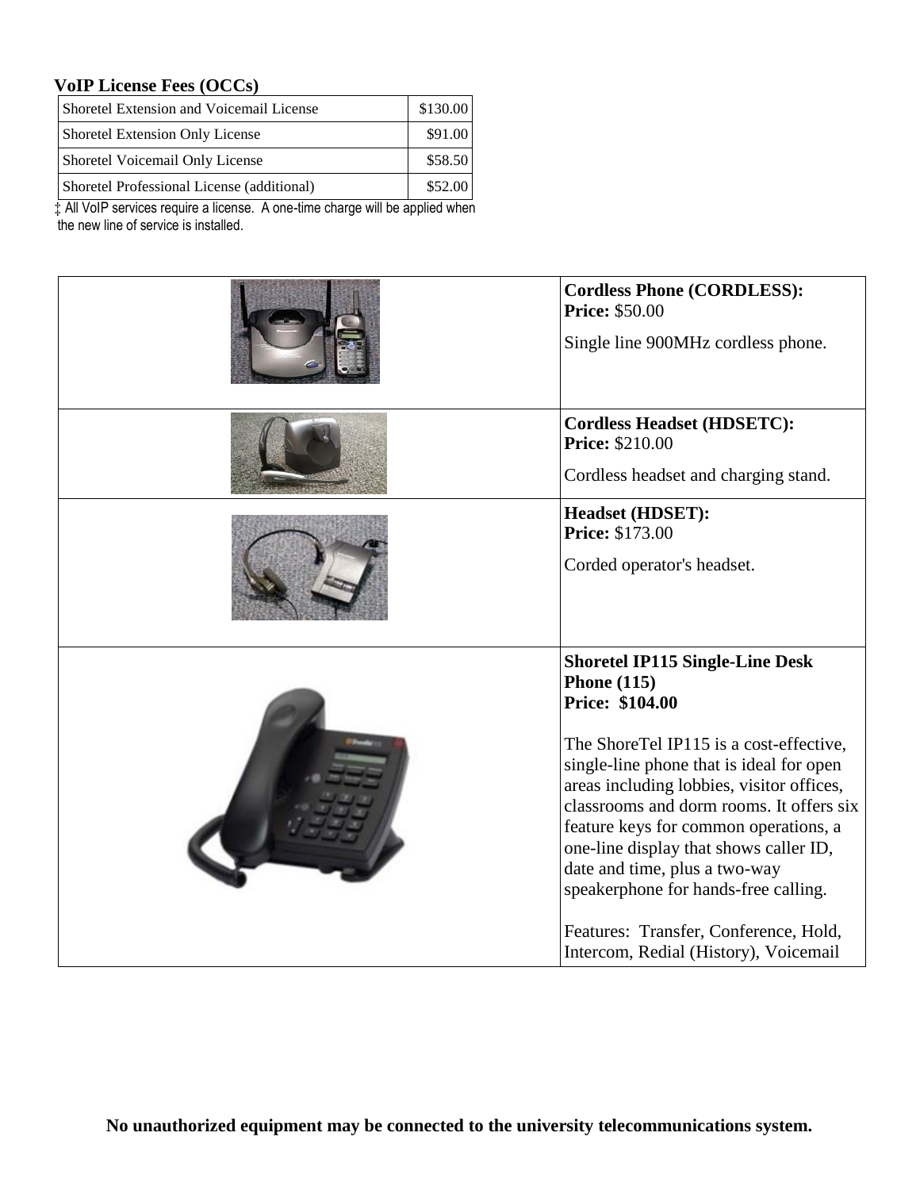**VoIP License Fees (OCCs)**

| Shoretel Extension and Voicemail License | $130.00 |
|---|---|
| Shoretel Extension Only License | $91.00 |
| Shoretel Voicemail Only License | $58.50 |
| Shoretel Professional License (additional) | $52.00 |

‡ All VoIP services require a license. A one-time charge will be applied when the new line of service is installed.

| | |
|---|---|
| | **Cordless Phone (CORDLESS):**<br>**Price:** $50.00<br><br>Single line 900MHz cordless phone. |
| | **Cordless Headset (HDSETC):**<br>**Price:** $210.00<br><br>Cordless headset and charging stand. |
| | **Headset (HDSET):**<br>**Price:** $173.00<br><br>Corded operator's headset. |
| | **Shoretel IP115 Single-Line Desk Phone (115)**<br>**Price: $104.00**<br><br>The ShoreTel IP115 is a cost-effective, single-line phone that is ideal for open areas including lobbies, visitor offices, classrooms and dorm rooms. It offers six feature keys for common operations, a one-line display that shows caller ID, date and time, plus a two-way speakerphone for hands-free calling.<br><br>Features: Transfer, Conference, Hold, Intercom, Redial (History), Voicemail |

**No unauthorized equipment may be connected to the university telecommunications system.**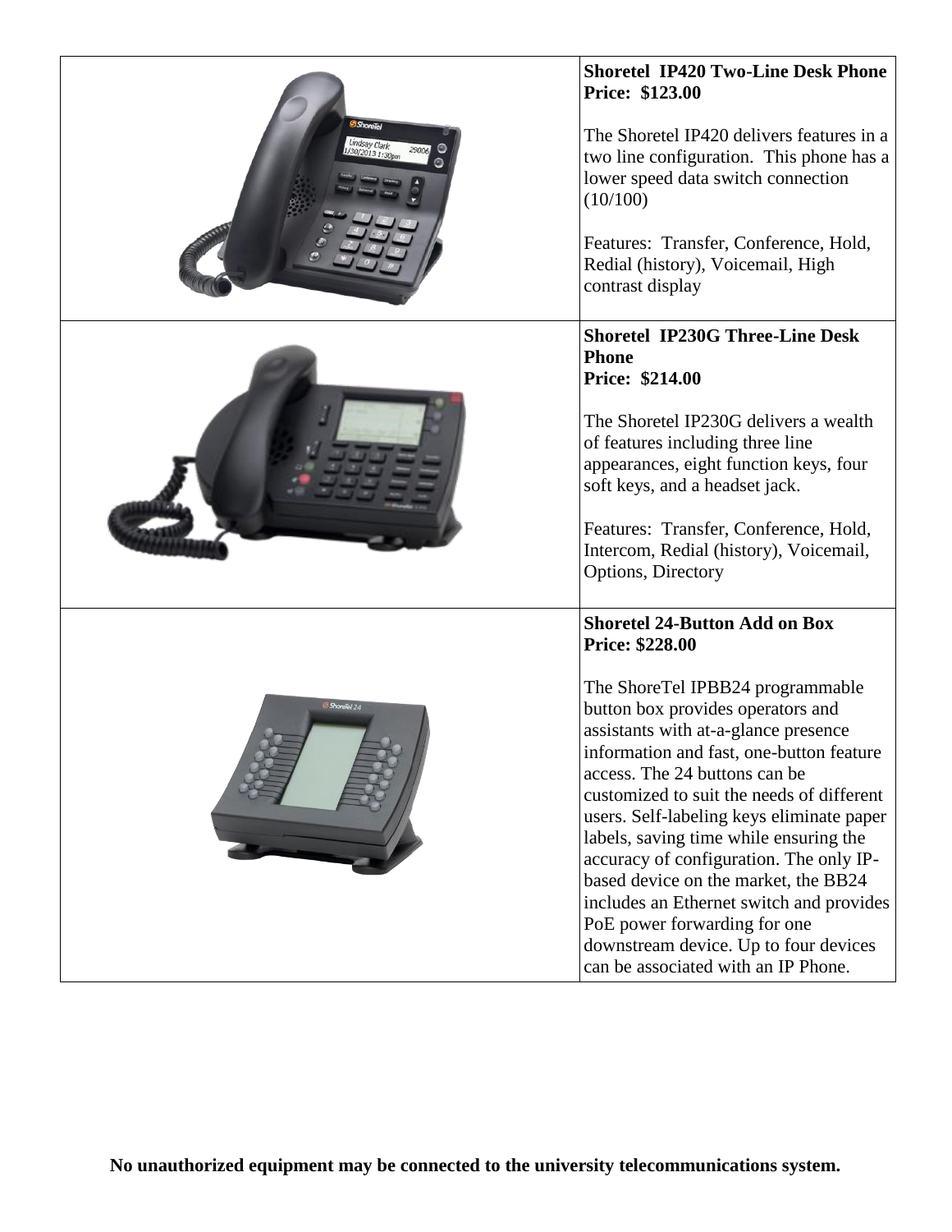| | |
|---|---|
| | **Shoretel IP420 Two-Line Desk Phone**<br>**Price: $123.00**<br><br>The Shoretel IP420 delivers features in a two line configuration. This phone has a lower speed data switch connection (10/100)<br><br>Features: Transfer, Conference, Hold, Redial (history), Voicemail, High contrast display |
| | **Shoretel IP230G Three-Line Desk Phone**<br>**Price: $214.00**<br><br>The Shoretel IP230G delivers a wealth of features including three line appearances, eight function keys, four soft keys, and a headset jack.<br><br>Features: Transfer, Conference, Hold, Intercom, Redial (history), Voicemail, Options, Directory |
| | **Shoretel 24-Button Add on Box**<br>**Price: $228.00**<br><br>The ShoreTel IPBB24 programmable button box provides operators and assistants with at-a-glance presence information and fast, one-button feature access. The 24 buttons can be customized to suit the needs of different users. Self-labeling keys eliminate paper labels, saving time while ensuring the accuracy of configuration. The only IP-based device on the market, the BB24 includes an Ethernet switch and provides PoE power forwarding for one downstream device. Up to four devices can be associated with an IP Phone. |

**No unauthorized equipment may be connected to the university telecommunications system.**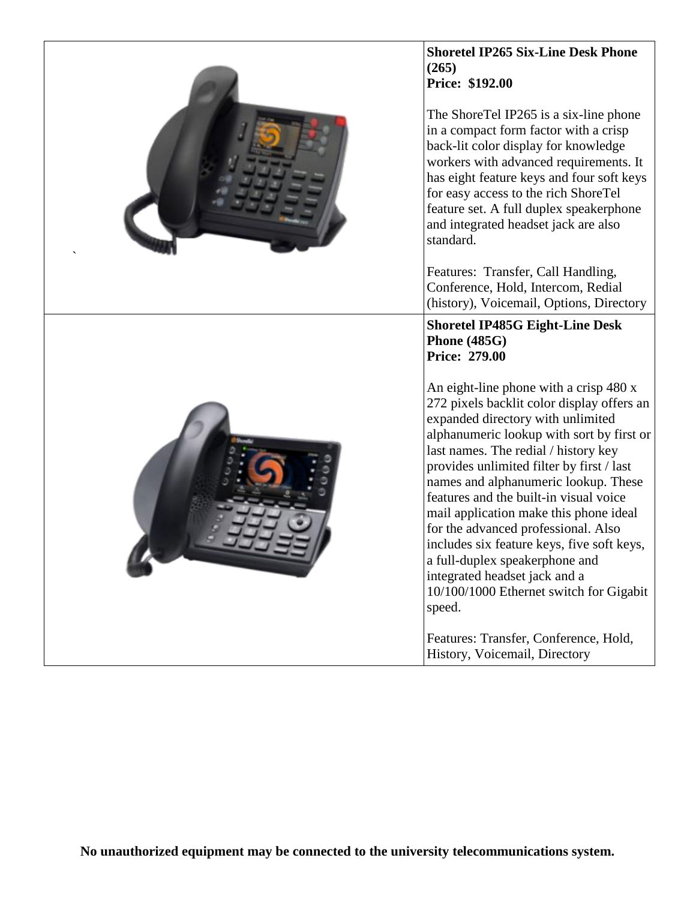| | |
|---|---|
| ` | **Shoretel IP265 Six-Line Desk Phone (265)**<br>**Price: $192.00**<br><br>The ShoreTel IP265 is a six-line phone in a compact form factor with a crisp back-lit color display for knowledge workers with advanced requirements. It has eight feature keys and four soft keys for easy access to the rich ShoreTel feature set. A full duplex speakerphone and integrated headset jack are also standard.<br><br>Features: Transfer, Call Handling, Conference, Hold, Intercom, Redial (history), Voicemail, Options, Directory |
| | **Shoretel IP485G Eight-Line Desk Phone (485G)**<br>**Price: 279.00**<br><br>An eight-line phone with a crisp 480 x 272 pixels backlit color display offers an expanded directory with unlimited alphanumeric lookup with sort by first or last names. The redial / history key provides unlimited filter by first / last names and alphanumeric lookup. These features and the built-in visual voice mail application make this phone ideal for the advanced professional. Also includes six feature keys, five soft keys, a full-duplex speakerphone and integrated headset jack and a 10/100/1000 Ethernet switch for Gigabit speed.<br><br>Features: Transfer, Conference, Hold, History, Voicemail, Directory |

**No unauthorized equipment may be connected to the university telecommunications system.**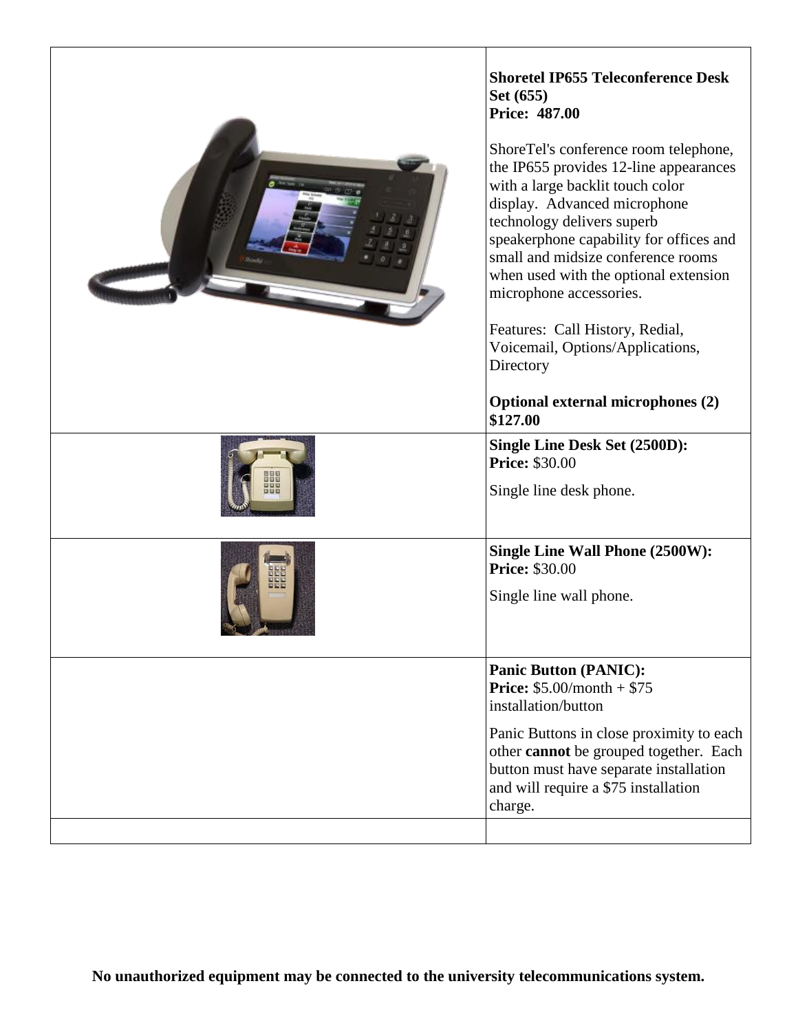| | |
|---|---|
| | **Shoretel IP655 Teleconference Desk Set (655)**<br>**Price: 487.00**<br><br>ShoreTel's conference room telephone, the IP655 provides 12-line appearances with a large backlit touch color display. Advanced microphone technology delivers superb speakerphone capability for offices and small and midsize conference rooms when used with the optional extension microphone accessories.<br><br>Features: Call History, Redial, Voicemail, Options/Applications, Directory<br><br>**Optional external microphones (2) $127.00** |
| | **Single Line Desk Set (2500D):**<br>**Price:** $30.00<br><br>Single line desk phone. |
| | **Single Line Wall Phone (2500W):**<br>**Price:** $30.00<br><br>Single line wall phone. |
| | **Panic Button (PANIC):**<br>**Price:** $5.00/month + $75 installation/button<br><br>Panic Buttons in close proximity to each other **cannot** be grouped together. Each button must have separate installation and will require a $75 installation charge. |
| | |

**No unauthorized equipment may be connected to the university telecommunications system.**